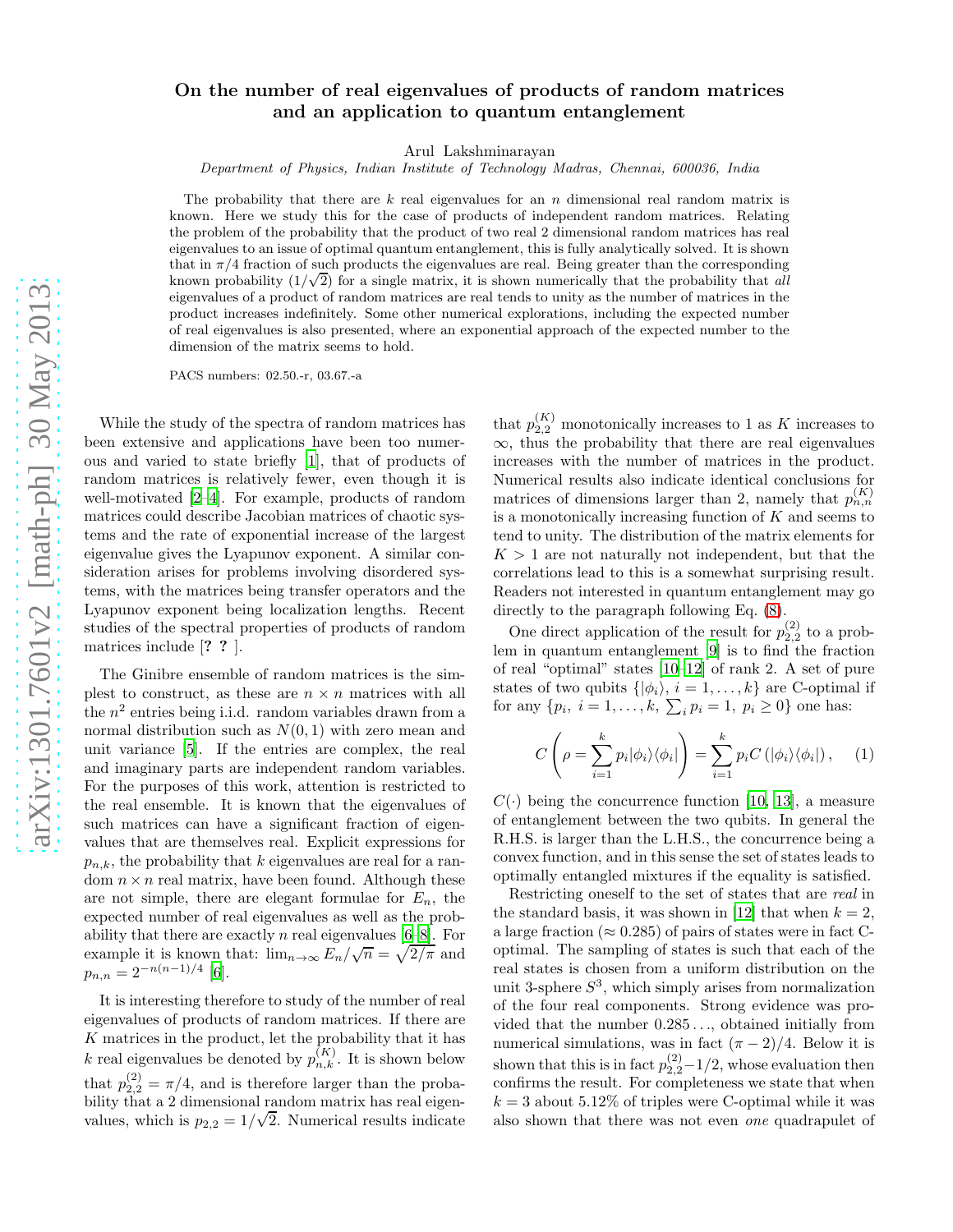# On the number of real eigenvalues of products of random matrices and an application to quantum entanglement

Arul Lakshminarayan

*Department of Physics, Indian Institute of Technology Madras, Chennai, 600036, India*

The probability that there are $k$ real eigenvalues for an $n$ dimensional real random matrix is known. Here we study this for the case of products of independent random matrices. Relating the problem of the probability that the product of two real 2 dimensional random matrices has real eigenvalues to an issue of optimal quantum entanglement, this is fully analytically solved. It is shown that in $\pi/4$ fraction of such products the eigenvalues are real. Being greater than the corresponding known probability ($1/\sqrt{2}$) for a single matrix, it is shown numerically that the probability that *all* eigenvalues of a product of random matrices are real tends to unity as the number of matrices in the product increases indefinitely. Some other numerical explorations, including the expected number of real eigenvalues is also presented, where an exponential approach of the expected number to the dimension of the matrix seems to hold.

PACS numbers: 02.50.-r, 03.67.-a

While the study of the spectra of random matrices has been extensive and applications have been too numerous and varied to state briefly [1], that of products of random matrices is relatively fewer, even though it is well-motivated [2–4]. For example, products of random matrices could describe Jacobian matrices of chaotic systems and the rate of exponential increase of the largest eigenvalue gives the Lyapunov exponent. A similar consideration arises for problems involving disordered systems, with the matrices being transfer operators and the Lyapunov exponent being localization lengths. Recent studies of the spectral properties of products of random matrices include [? ? ].

The Ginibre ensemble of random matrices is the simplest to construct, as these are $n \times n$ matrices with all the $n^2$ entries being i.i.d. random variables drawn from a normal distribution such as $N(0, 1)$ with zero mean and unit variance [5]. If the entries are complex, the real and imaginary parts are independent random variables. For the purposes of this work, attention is restricted to the real ensemble. It is known that the eigenvalues of such matrices can have a significant fraction of eigenvalues that are themselves real. Explicit expressions for $p_{n,k}$, the probability that $k$ eigenvalues are real for a random $n \times n$ real matrix, have been found. Although these are not simple, there are elegant formulae for $E_n$, the expected number of real eigenvalues as well as the probability that there are exactly $n$ real eigenvalues [6–8]. For example it is known that: $\lim_{n\to\infty} E_n/\sqrt{n} = \sqrt{2/\pi}$ and $p_{n,n} = 2^{-n(n-1)/4}$ [6].

It is interesting therefore to study of the number of real eigenvalues of products of random matrices. If there are $K$ matrices in the product, let the probability that it has $k$ real eigenvalues be denoted by $p^{(K)}_{n,k}$. It is shown below that $p^{(2)}_{2,2} = \pi/4$, and is therefore larger than the probability that a 2 dimensional random matrix has real eigenvalues, which is $p_{2,2} = 1/\sqrt{2}$. Numerical results indicate that $p^{(K)}_{2,2}$ monotonically increases to 1 as $K$ increases to $\infty$, thus the probability that there are real eigenvalues increases with the number of matrices in the product. Numerical results also indicate identical conclusions for matrices of dimensions larger than 2, namely that $p^{(K)}_{n,n}$ is a monotonically increasing function of $K$ and seems to tend to unity. The distribution of the matrix elements for $K > 1$ are not naturally not independent, but that the correlations lead to this is a somewhat surprising result. Readers not interested in quantum entanglement may go directly to the paragraph following Eq. (8).

One direct application of the result for $p^{(2)}_{2,2}$ to a problem in quantum entanglement [9] is to find the fraction of real "optimal" states [10–12] of rank 2. A set of pure states of two qubits $\{|\phi_i\rangle,\ i = 1, \ldots, k\}$ are C-optimal if for any $\{p_i,\ i = 1, \ldots, k,\ \sum_i p_i = 1,\ p_i \geq 0\}$ one has:

$$C\left(\rho = \sum_{i=1}^{k} p_i |\phi_i\rangle\langle\phi_i|\right) = \sum_{i=1}^{k} p_i C\left(|\phi_i\rangle\langle\phi_i|\right), \quad (1)$$

$C(\cdot)$ being the concurrence function [10, 13], a measure of entanglement between the two qubits. In general the R.H.S. is larger than the L.H.S., the concurrence being a convex function, and in this sense the set of states leads to optimally entangled mixtures if the equality is satisfied.

Restricting oneself to the set of states that are *real* in the standard basis, it was shown in [12] that when $k = 2$, a large fraction ($\approx 0.285$) of pairs of states were in fact C-optimal. The sampling of states is such that each of the real states is chosen from a uniform distribution on the unit 3-sphere $S^3$, which simply arises from normalization of the four real components. Strong evidence was provided that the number $0.285\ldots$, obtained initially from numerical simulations, was in fact $(\pi - 2)/4$. Below it is shown that this is in fact $p^{(2)}_{2,2} - 1/2$, whose evaluation then confirms the result. For completeness we state that when $k = 3$ about 5.12% of triples were C-optimal while it was also shown that there was not even *one* quadrapulet of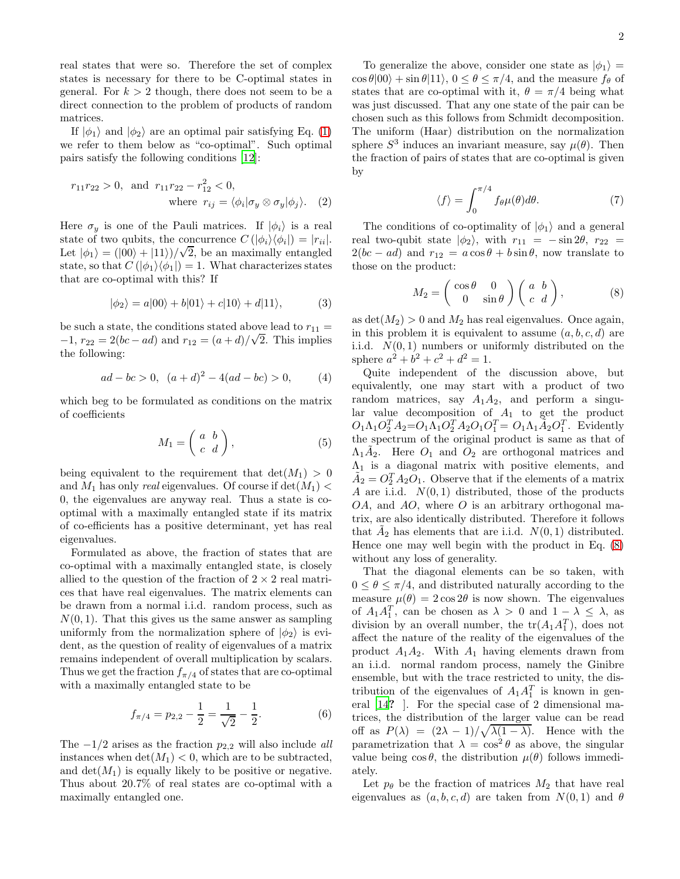real states that were so. Therefore the set of complex states is necessary for there to be C-optimal states in general. For $k > 2$ though, there does not seem to be a direct connection to the problem of products of random matrices.

If $|\phi_1\rangle$ and $|\phi_2\rangle$ are an optimal pair satisfying Eq. (1) we refer to them below as "co-optimal". Such optimal pairs satisfy the following conditions [12]:

$$r_{11} r_{22} > 0, \text{ and } r_{11} r_{22} - r_{12}^2 < 0, \quad \text{where } r_{ij} = \langle \phi_i | \sigma_y \otimes \sigma_y | \phi_j \rangle. \tag{2}$$

Here $\sigma_y$ is one of the Pauli matrices. If $|\phi_i\rangle$ is a real state of two qubits, the concurrence $C(|\phi_i\rangle\langle\phi_i|) = |r_{ii}|$. Let $|\phi_1\rangle = (|00\rangle + |11\rangle)/\sqrt{2}$, be an maximally entangled state, so that $C(|\phi_1\rangle\langle\phi_1|) = 1$. What characterizes states that are co-optimal with this? If

$$|\phi_2\rangle = a|00\rangle + b|01\rangle + c|10\rangle + d|11\rangle, \tag{3}$$

be such a state, the conditions stated above lead to $r_{11} = -1$, $r_{22} = 2(bc - ad)$ and $r_{12} = (a + d)/\sqrt{2}$. This implies the following:

$$ad - bc > 0, \; (a + d)^2 - 4(ad - bc) > 0, \tag{4}$$

which beg to be formulated as conditions on the matrix of coefficients

$$M_1 = \begin{pmatrix} a & b \\ c & d \end{pmatrix}, \tag{5}$$

being equivalent to the requirement that $\det(M_1) > 0$ and $M_1$ has only *real* eigenvalues. Of course if $\det(M_1) < 0$, the eigenvalues are anyway real. Thus a state is co-optimal with a maximally entangled state if its matrix of co-efficients has a positive determinant, yet has real eigenvalues.

Formulated as above, the fraction of states that are co-optimal with a maximally entangled state, is closely allied to the question of the fraction of $2 \times 2$ real matrices that have real eigenvalues. The matrix elements can be drawn from a normal i.i.d. random process, such as $N(0, 1)$. That this gives us the same answer as sampling uniformly from the normalization sphere of $|\phi_2\rangle$ is evident, as the question of reality of eigenvalues of a matrix remains independent of overall multiplication by scalars. Thus we get the fraction $f_{\pi/4}$ of states that are co-optimal with a maximally entangled state to be

$$f_{\pi/4} = p_{2,2} - \frac{1}{2} = \frac{1}{\sqrt{2}} - \frac{1}{2}. \tag{6}$$

The $-1/2$ arises as the fraction $p_{2,2}$ will also include *all* instances when $\det(M_1) < 0$, which are to be subtracted, and $\det(M_1)$ is equally likely to be positive or negative. Thus about 20.7% of real states are co-optimal with a maximally entangled one.

To generalize the above, consider one state as $|\phi_1\rangle = \cos\theta|00\rangle + \sin\theta|11\rangle$, $0 \le \theta \le \pi/4$, and the measure $f_\theta$ of states that are co-optimal with it, $\theta = \pi/4$ being what was just discussed. That any one state of the pair can be chosen such as this follows from Schmidt decomposition. The uniform (Haar) distribution on the normalization sphere $S^3$ induces an invariant measure, say $\mu(\theta)$. Then the fraction of pairs of states that are co-optimal is given by

$$\langle f \rangle = \int_0^{\pi/4} f_\theta \mu(\theta) d\theta. \tag{7}$$

The conditions of co-optimality of $|\phi_1\rangle$ and a general real two-qubit state $|\phi_2\rangle$, with $r_{11} = -\sin 2\theta$, $r_{22} = 2(bc - ad)$ and $r_{12} = a\cos\theta + b\sin\theta$, now translate to those on the product:

$$M_2 = \begin{pmatrix} \cos\theta & 0 \\ 0 & \sin\theta \end{pmatrix} \begin{pmatrix} a & b \\ c & d \end{pmatrix}, \tag{8}$$

as $\det(M_2) > 0$ and $M_2$ has real eigenvalues. Once again, in this problem it is equivalent to assume $(a, b, c, d)$ are i.i.d. $N(0, 1)$ numbers or uniformly distributed on the sphere $a^2 + b^2 + c^2 + d^2 = 1$.

Quite independent of the discussion above, but equivalently, one may start with a product of two random matrices, say $A_1 A_2$, and perform a singular value decomposition of $A_1$ to get the product $O_1 \Lambda_1 O_2^T A_2 = O_1 \Lambda_1 O_2^T A_2 O_1 O_1^T = O_1 \Lambda_1 \tilde{A}_2 O_1^T$. Evidently the spectrum of the original product is same as that of $\Lambda_1 \tilde{A}_2$. Here $O_1$ and $O_2$ are orthogonal matrices and $\Lambda_1$ is a diagonal matrix with positive elements, and $\tilde{A}_2 = O_2^T A_2 O_1$. Observe that if the elements of a matrix $A$ are i.i.d. $N(0, 1)$ distributed, those of the products $OA$, and $AO$, where $O$ is an arbitrary orthogonal matrix, are also identically distributed. Therefore it follows that $\tilde{A}_2$ has elements that are i.i.d. $N(0, 1)$ distributed. Hence one may well begin with the product in Eq. (8) without any loss of generality.

That the diagonal elements can be so taken, with $0 \le \theta \le \pi/4$, and distributed naturally according to the measure $\mu(\theta) = 2\cos 2\theta$ is now shown. The eigenvalues of $A_1 A_1^T$, can be chosen as $\lambda > 0$ and $1 - \lambda \le \lambda$, as division by an overall number, the $\text{tr}(A_1 A_1^T)$, does not affect the nature of the reality of the eigenvalues of the product $A_1 A_2$. With $A_1$ having elements drawn from an i.i.d. normal random process, namely the Ginibre ensemble, but with the trace restricted to unity, the distribution of the eigenvalues of $A_1 A_1^T$ is known in general [14? ]. For the special case of 2 dimensional matrices, the distribution of the larger value can be read off as $P(\lambda) = (2\lambda - 1)/\sqrt{\lambda(1 - \lambda)}$. Hence with the parametrization that $\lambda = \cos^2\theta$ as above, the singular value being $\cos\theta$, the distribution $\mu(\theta)$ follows immediately.

Let $p_\theta$ be the fraction of matrices $M_2$ that have real eigenvalues as $(a, b, c, d)$ are taken from $N(0, 1)$ and $\theta$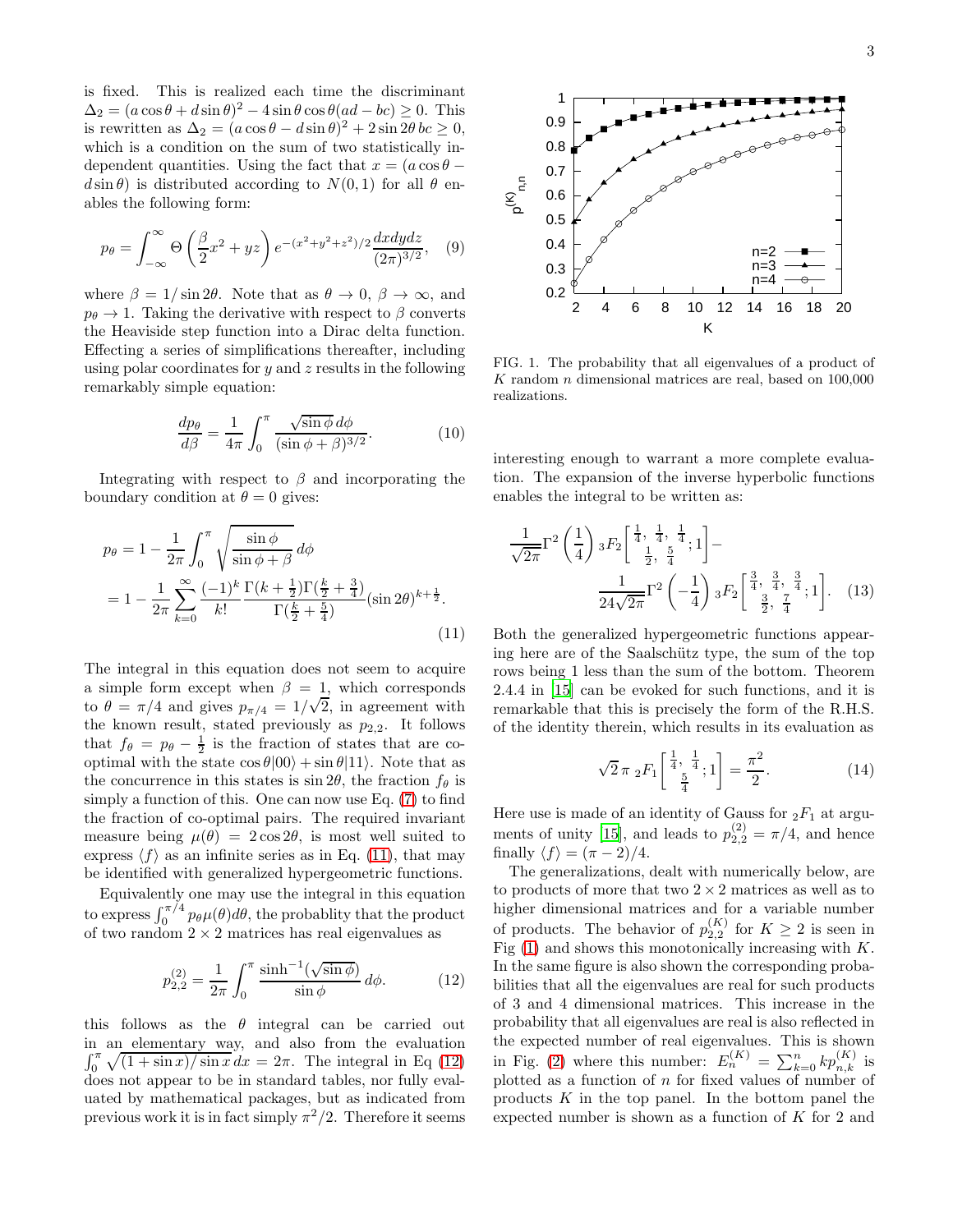is fixed. This is realized each time the discriminant $\Delta_2 = (a\cos\theta + d\sin\theta)^2 - 4\sin\theta\cos\theta(ad-bc) \geq 0$. This is rewritten as $\Delta_2 = (a\cos\theta - d\sin\theta)^2 + 2\sin 2\theta\, bc \geq 0$, which is a condition on the sum of two statistically independent quantities. Using the fact that $x = (a\cos\theta - d\sin\theta)$ is distributed according to $N(0,1)$ for all $\theta$ enables the following form:

$$p_\theta = \int_{-\infty}^{\infty} \Theta\left(\frac{\beta}{2}x^2 + yz\right) e^{-(x^2+y^2+z^2)/2} \frac{dxdydz}{(2\pi)^{3/2}}, \quad (9)$$

where $\beta = 1/\sin 2\theta$. Note that as $\theta \to 0$, $\beta \to \infty$, and $p_\theta \to 1$. Taking the derivative with respect to $\beta$ converts the Heaviside step function into a Dirac delta function. Effecting a series of simplifications thereafter, including using polar coordinates for $y$ and $z$ results in the following remarkably simple equation:

$$\frac{dp_\theta}{d\beta} = \frac{1}{4\pi}\int_0^\pi \frac{\sqrt{\sin\phi}\, d\phi}{(\sin\phi + \beta)^{3/2}}. \quad (10)$$

Integrating with respect to $\beta$ and incorporating the boundary condition at $\theta = 0$ gives:

$$\begin{aligned} p_\theta &= 1 - \frac{1}{2\pi}\int_0^\pi \sqrt{\frac{\sin\phi}{\sin\phi + \beta}}\, d\phi \\ &= 1 - \frac{1}{2\pi}\sum_{k=0}^{\infty} \frac{(-1)^k}{k!} \frac{\Gamma(k+\frac{1}{2})\Gamma(\frac{k}{2}+\frac{3}{4})}{\Gamma(\frac{k}{2}+\frac{5}{4})} (\sin 2\theta)^{k+\frac{1}{2}}. \end{aligned} \quad (11)$$

The integral in this equation does not seem to acquire a simple form except when $\beta = 1$, which corresponds to $\theta = \pi/4$ and gives $p_{\pi/4} = 1/\sqrt{2}$, in agreement with the known result, stated previously as $p_{2,2}$. It follows that $f_\theta = p_\theta - \frac{1}{2}$ is the fraction of states that are co-optimal with the state $\cos\theta|00\rangle + \sin\theta|11\rangle$. Note that as the concurrence in this states is $\sin 2\theta$, the fraction $f_\theta$ is simply a function of this. One can now use Eq. (7) to find the fraction of co-optimal pairs. The required invariant measure being $\mu(\theta) = 2\cos 2\theta$, is most well suited to express $\langle f \rangle$ as an infinite series as in Eq. (11), that may be identified with generalized hypergeometric functions.

Equivalently one may use the integral in this equation to express $\int_0^{\pi/4} p_\theta \mu(\theta) d\theta$, the probablity that the product of two random $2\times 2$ matrices has real eigenvalues as

$$p_{2,2}^{(2)} = \frac{1}{2\pi}\int_0^\pi \frac{\sinh^{-1}(\sqrt{\sin\phi})}{\sin\phi}\, d\phi. \quad (12)$$

this follows as the $\theta$ integral can be carried out in an elementary way, and also from the evaluation $\int_0^\pi \sqrt{(1+\sin x)/\sin x}\, dx = 2\pi$. The integral in Eq (12) does not appear to be in standard tables, nor fully evaluated by mathematical packages, but as indicated from previous work it is in fact simply $\pi^2/2$. Therefore it seems interesting enough to warrant a more complete evaluation. The expansion of the inverse hyperbolic functions enables the integral to be written as:

$$\frac{1}{\sqrt{2\pi}}\Gamma^2\left(\frac{1}{4}\right) {}_3F_2\left[\begin{matrix}\frac{1}{4},\ \frac{1}{4},\ \frac{1}{4} \\ \frac{1}{2},\ \frac{5}{4}\end{matrix};1\right] - \frac{1}{24\sqrt{2\pi}}\Gamma^2\left(-\frac{1}{4}\right) {}_3F_2\left[\begin{matrix}\frac{3}{4},\ \frac{3}{4},\ \frac{3}{4} \\ \frac{3}{2},\ \frac{7}{4}\end{matrix};1\right]. \quad (13)$$

Both the generalized hypergeometric functions appearing here are of the Saalschütz type, the sum of the top rows being 1 less than the sum of the bottom. Theorem 2.4.4 in [15] can be evoked for such functions, and it is remarkable that this is precisely the form of the R.H.S. of the identity therein, which results in its evaluation as

$$\sqrt{2}\,\pi\ {}_2F_1\left[\begin{matrix}\frac{1}{4},\ \frac{1}{4} \\ \frac{5}{4}\end{matrix};1\right] = \frac{\pi^2}{2}. \quad (14)$$

Here use is made of an identity of Gauss for ${}_2F_1$ at arguments of unity [15], and leads to $p_{2,2}^{(2)} = \pi/4$, and hence finally $\langle f \rangle = (\pi-2)/4$.

FIG. 1. The probability that all eigenvalues of a product of $K$ random $n$ dimensional matrices are real, based on 100,000 realizations.

The generalizations, dealt with numerically below, are to products of more that two $2\times 2$ matrices as well as to higher dimensional matrices and for a variable number of products. The behavior of $p_{2,2}^{(K)}$ for $K \geq 2$ is seen in Fig (1) and shows this monotonically increasing with $K$. In the same figure is also shown the corresponding probabilities that all the eigenvalues are real for such products of 3 and 4 dimensional matrices. This increase in the probability that all eigenvalues are real is also reflected in the expected number of real eigenvalues. This is shown in Fig. (2) where this number: $E_n^{(K)} = \sum_{k=0}^{n} k p_{n,k}^{(K)}$ is plotted as a function of $n$ for fixed values of number of products $K$ in the top panel. In the bottom panel the expected number is shown as a function of $K$ for 2 and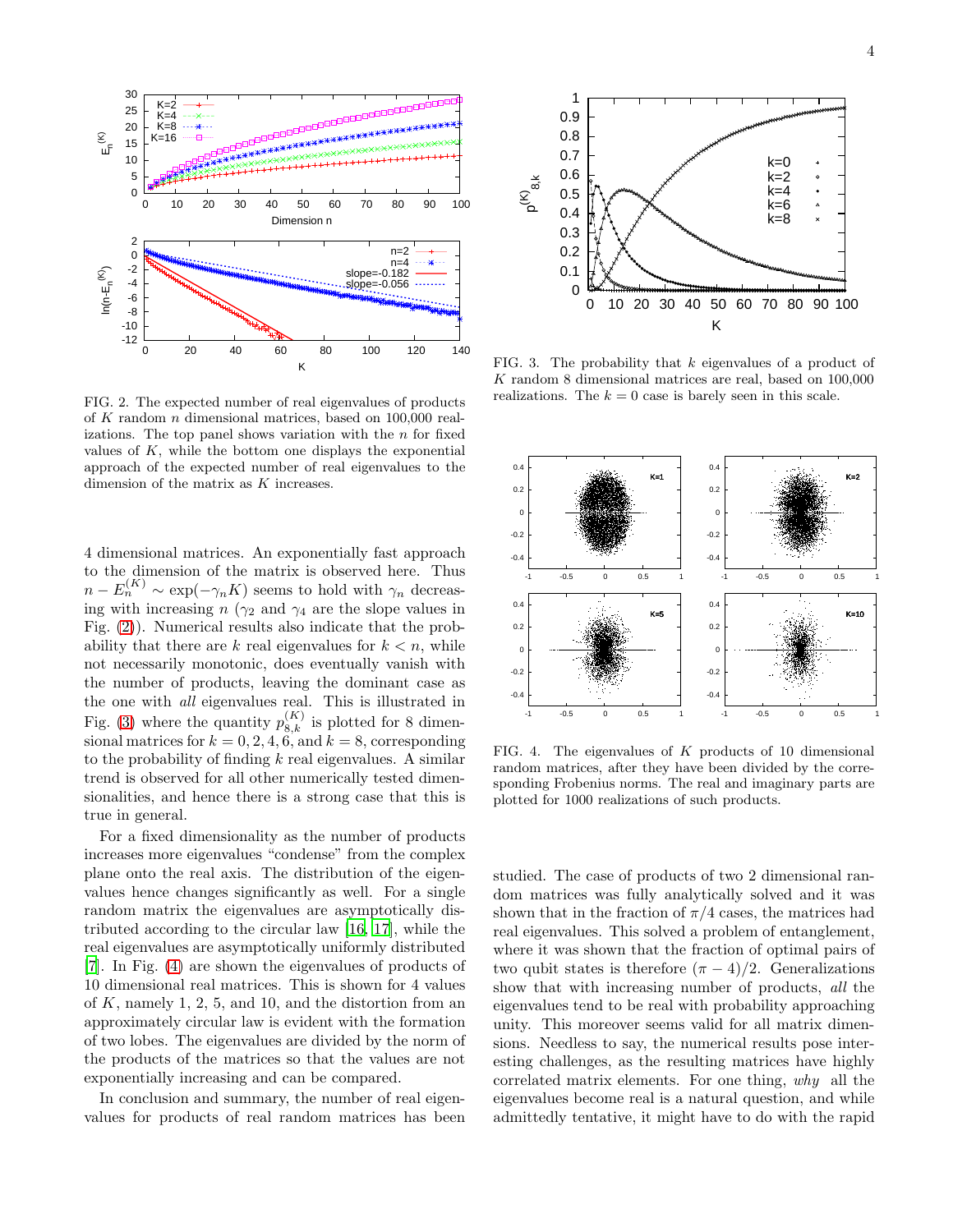FIG. 2. The expected number of real eigenvalues of products of $K$ random $n$ dimensional matrices, based on 100,000 realizations. The top panel shows variation with the $n$ for fixed values of $K$, while the bottom one displays the exponential approach of the expected number of real eigenvalues to the dimension of the matrix as $K$ increases.

FIG. 3. The probability that $k$ eigenvalues of a product of $K$ random 8 dimensional matrices are real, based on 100,000 realizations. The $k = 0$ case is barely seen in this scale.

4 dimensional matrices. An exponentially fast approach to the dimension of the matrix is observed here. Thus $n - E_n^{(K)} \sim \exp(-\gamma_n K)$ seems to hold with $\gamma_n$ decreasing with increasing $n$ ($\gamma_2$ and $\gamma_4$ are the slope values in Fig. (2)). Numerical results also indicate that the probability that there are $k$ real eigenvalues for $k < n$, while not necessarily monotonic, does eventually vanish with the number of products, leaving the dominant case as the one with *all* eigenvalues real. This is illustrated in Fig. (3) where the quantity $p_{8,k}^{(K)}$ is plotted for 8 dimensional matrices for $k = 0, 2, 4, 6$, and $k = 8$, corresponding to the probability of finding $k$ real eigenvalues. A similar trend is observed for all other numerically tested dimensionalities, and hence there is a strong case that this is true in general.

For a fixed dimensionality as the number of products increases more eigenvalues "condense" from the complex plane onto the real axis. The distribution of the eigenvalues hence changes significantly as well. For a single random matrix the eigenvalues are asymptotically distributed according to the circular law [16, 17], while the real eigenvalues are asymptotically uniformly distributed [7]. In Fig. (4) are shown the eigenvalues of products of 10 dimensional real matrices. This is shown for 4 values of $K$, namely 1, 2, 5, and 10, and the distortion from an approximately circular law is evident with the formation of two lobes. The eigenvalues are divided by the norm of the products of the matrices so that the values are not exponentially increasing and can be compared.

FIG. 4. The eigenvalues of $K$ products of 10 dimensional random matrices, after they have been divided by the corresponding Frobenius norms. The real and imaginary parts are plotted for 1000 realizations of such products.

In conclusion and summary, the number of real eigenvalues for products of real random matrices has been studied. The case of products of two 2 dimensional random matrices was fully analytically solved and it was shown that in the fraction of $\pi/4$ cases, the matrices had real eigenvalues. This solved a problem of entanglement, where it was shown that the fraction of optimal pairs of two qubit states is therefore $(\pi - 4)/2$. Generalizations show that with increasing number of products, *all* the eigenvalues tend to be real with probability approaching unity. This moreover seems valid for all matrix dimensions. Needless to say, the numerical results pose interesting challenges, as the resulting matrices have highly correlated matrix elements. For one thing, *why* all the eigenvalues become real is a natural question, and while admittedly tentative, it might have to do with the rapid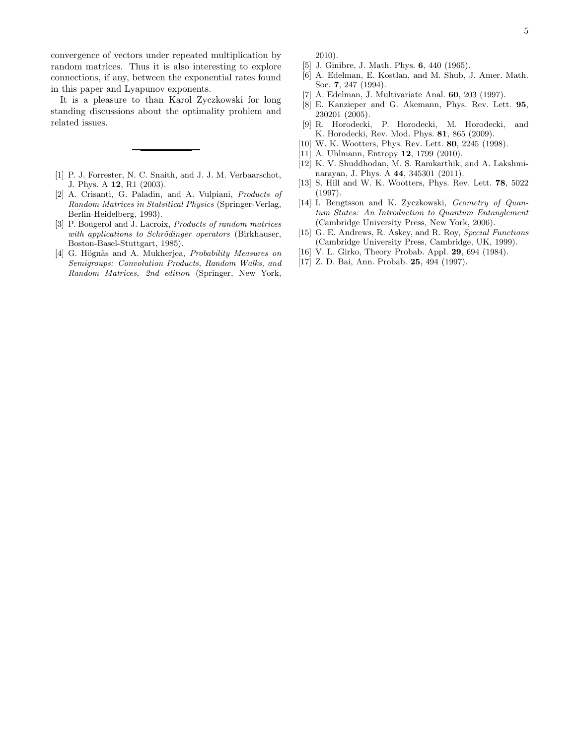convergence of vectors under repeated multiplication by random matrices. Thus it is also interesting to explore connections, if any, between the exponential rates found in this paper and Lyapunov exponents.

It is a pleasure to than Karol Zyczkowski for long standing discussions about the optimality problem and related issues.

---

[1] P. J. Forrester, N. C. Snaith, and J. J. M. Verbaarschot, J. Phys. A **12**, R1 (2003).

[2] A. Crisanti, G. Paladin, and A. Vulpiani, *Products of Random Matrices in Statsitical Physics* (Springer-Verlag, Berlin-Heidelberg, 1993).

[3] P. Bougerol and J. Lacroix, *Products of random matrices with applications to Schrődinger operators* (Birkhauser, Boston-Basel-Stuttgart, 1985).

[4] G. Högnäs and A. Mukherjea, *Probability Measures on Semigroups: Convolution Products, Random Walks, and Random Matrices, 2nd edition* (Springer, New York, 2010).

[5] J. Ginibre, J. Math. Phys. **6**, 440 (1965).

[6] A. Edelman, E. Kostlan, and M. Shub, J. Amer. Math. Soc. **7**, 247 (1994).

[7] A. Edelman, J. Multivariate Anal. **60**, 203 (1997).

[8] E. Kanzieper and G. Akemann, Phys. Rev. Lett. **95**, 230201 (2005).

[9] R. Horodecki, P. Horodecki, M. Horodecki, and K. Horodecki, Rev. Mod. Phys. **81**, 865 (2009).

[10] W. K. Wootters, Phys. Rev. Lett. **80**, 2245 (1998).

[11] A. Uhlmann, Entropy **12**, 1799 (2010).

[12] K. V. Shuddhodan, M. S. Ramkarthik, and A. Lakshminarayan, J. Phys. A **44**, 345301 (2011).

[13] S. Hill and W. K. Wootters, Phys. Rev. Lett. **78**, 5022 (1997).

[14] I. Bengtsson and K. Zyczkowski, *Geometry of Quantum States: An Introduction to Quantum Entanglement* (Cambridge University Press, New York, 2006).

[15] G. E. Andrews, R. Askey, and R. Roy, *Special Functions* (Cambridge University Press, Cambridge, UK, 1999).

[16] V. L. Girko, Theory Probab. Appl. **29**, 694 (1984).

[17] Z. D. Bai, Ann. Probab. **25**, 494 (1997).